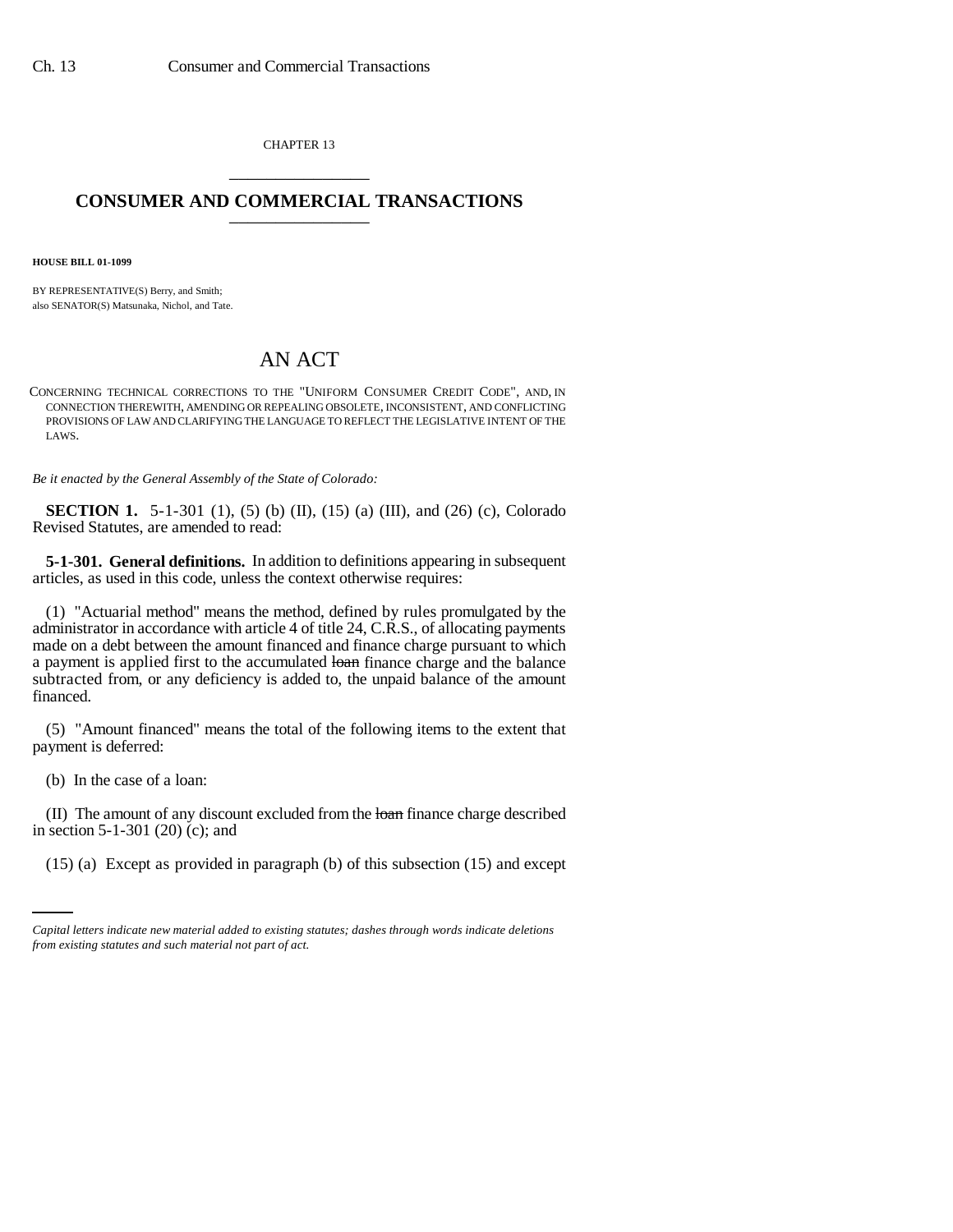CHAPTER 13

# CONSUMER AND COMMERCIAL TRANSACTIONS

**HOUSE BILL 01-1099**

BY REPRESENTATIVE(S) Berry, and Smith;
also SENATOR(S) Matsunaka, Nichol, and Tate.

## AN ACT

CONCERNING TECHNICAL CORRECTIONS TO THE "UNIFORM CONSUMER CREDIT CODE", AND, IN CONNECTION THEREWITH, AMENDING OR REPEALING OBSOLETE, INCONSISTENT, AND CONFLICTING PROVISIONS OF LAW AND CLARIFYING THE LANGUAGE TO REFLECT THE LEGISLATIVE INTENT OF THE LAWS.

*Be it enacted by the General Assembly of the State of Colorado:*

**SECTION 1.** 5-1-301 (1), (5) (b) (II), (15) (a) (III), and (26) (c), Colorado Revised Statutes, are amended to read:

**5-1-301. General definitions.** In addition to definitions appearing in subsequent articles, as used in this code, unless the context otherwise requires:

(1) "Actuarial method" means the method, defined by rules promulgated by the administrator in accordance with article 4 of title 24, C.R.S., of allocating payments made on a debt between the amount financed and finance charge pursuant to which a payment is applied first to the accumulated ~~loan~~ finance charge and the balance subtracted from, or any deficiency is added to, the unpaid balance of the amount financed.

(5) "Amount financed" means the total of the following items to the extent that payment is deferred:

(b) In the case of a loan:

(II) The amount of any discount excluded from the ~~loan~~ finance charge described in section 5-1-301 (20) (c); and

(15) (a) Except as provided in paragraph (b) of this subsection (15) and except

*Capital letters indicate new material added to existing statutes; dashes through words indicate deletions from existing statutes and such material not part of act.*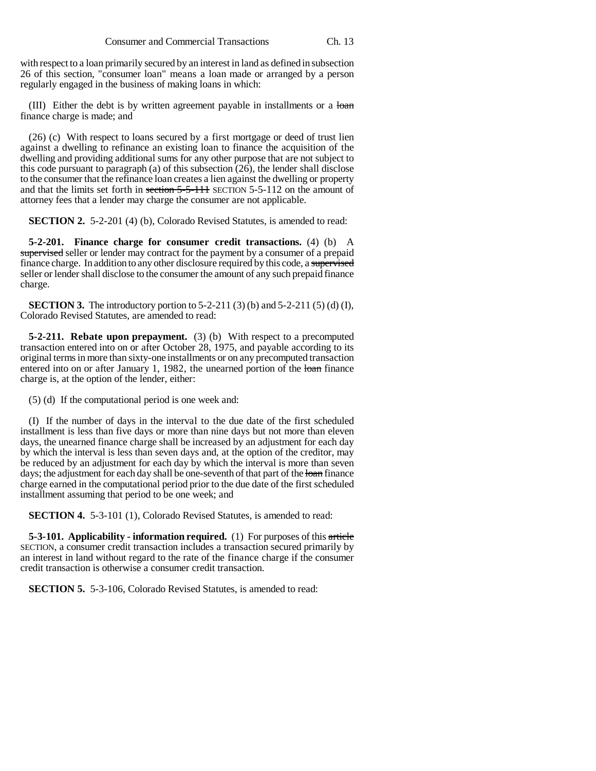with respect to a loan primarily secured by an interest in land as defined in subsection 26 of this section, "consumer loan" means a loan made or arranged by a person regularly engaged in the business of making loans in which:

(III) Either the debt is by written agreement payable in installments or a ~~loan~~ finance charge is made; and

(26) (c) With respect to loans secured by a first mortgage or deed of trust lien against a dwelling to refinance an existing loan to finance the acquisition of the dwelling and providing additional sums for any other purpose that are not subject to this code pursuant to paragraph (a) of this subsection (26), the lender shall disclose to the consumer that the refinance loan creates a lien against the dwelling or property and that the limits set forth in ~~section 5-5-111~~ SECTION 5-5-112 on the amount of attorney fees that a lender may charge the consumer are not applicable.

**SECTION 2.** 5-2-201 (4) (b), Colorado Revised Statutes, is amended to read:

**5-2-201. Finance charge for consumer credit transactions.** (4) (b) A ~~supervised~~ seller or lender may contract for the payment by a consumer of a prepaid finance charge. In addition to any other disclosure required by this code, a ~~supervised~~ seller or lender shall disclose to the consumer the amount of any such prepaid finance charge.

**SECTION 3.** The introductory portion to 5-2-211 (3) (b) and 5-2-211 (5) (d) (I), Colorado Revised Statutes, are amended to read:

**5-2-211. Rebate upon prepayment.** (3) (b) With respect to a precomputed transaction entered into on or after October 28, 1975, and payable according to its original terms in more than sixty-one installments or on any precomputed transaction entered into on or after January 1, 1982, the unearned portion of the ~~loan~~ finance charge is, at the option of the lender, either:

(5) (d) If the computational period is one week and:

(I) If the number of days in the interval to the due date of the first scheduled installment is less than five days or more than nine days but not more than eleven days, the unearned finance charge shall be increased by an adjustment for each day by which the interval is less than seven days and, at the option of the creditor, may be reduced by an adjustment for each day by which the interval is more than seven days; the adjustment for each day shall be one-seventh of that part of the ~~loan~~ finance charge earned in the computational period prior to the due date of the first scheduled installment assuming that period to be one week; and

**SECTION 4.** 5-3-101 (1), Colorado Revised Statutes, is amended to read:

**5-3-101. Applicability - information required.** (1) For purposes of this ~~article~~ SECTION, a consumer credit transaction includes a transaction secured primarily by an interest in land without regard to the rate of the finance charge if the consumer credit transaction is otherwise a consumer credit transaction.

**SECTION 5.** 5-3-106, Colorado Revised Statutes, is amended to read: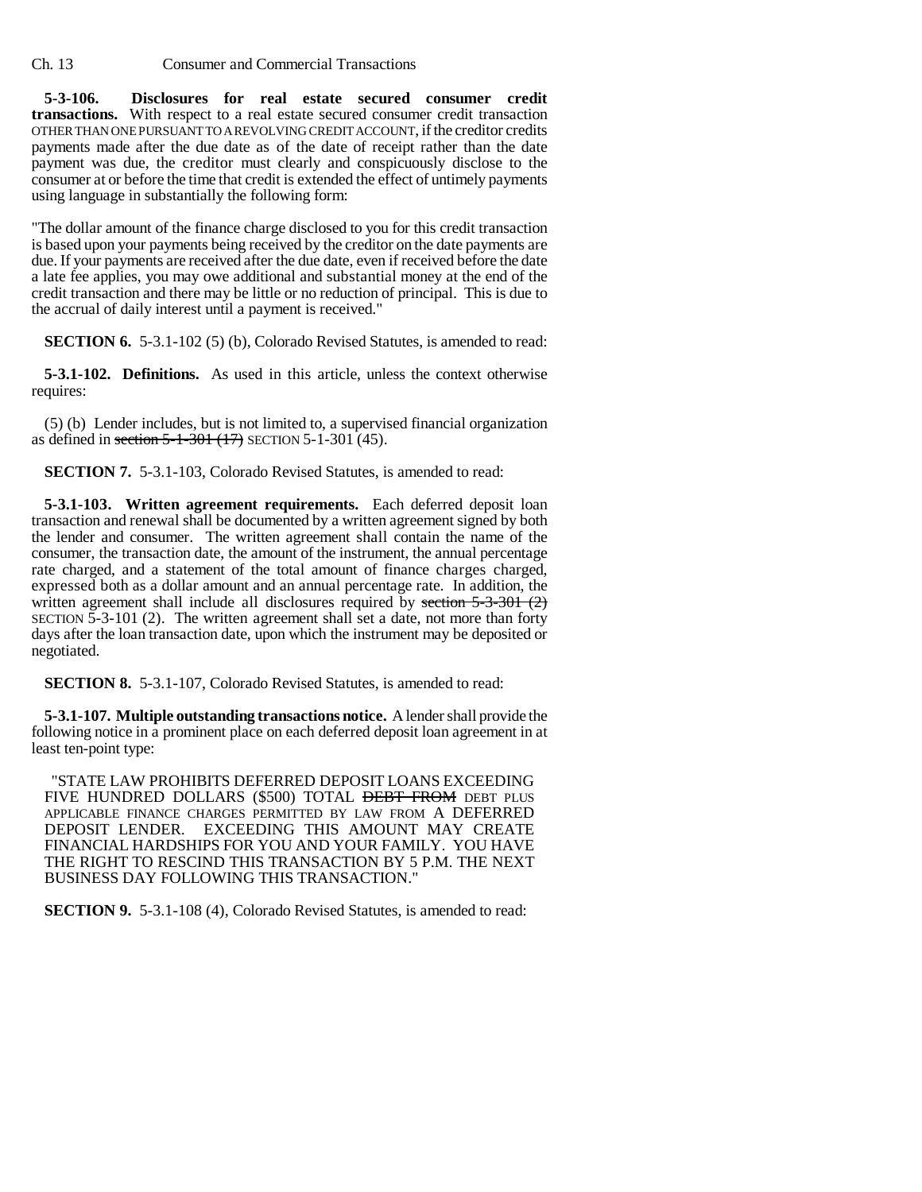**5-3-106. Disclosures for real estate secured consumer credit transactions.** With respect to a real estate secured consumer credit transaction OTHER THAN ONE PURSUANT TO A REVOLVING CREDIT ACCOUNT, if the creditor credits payments made after the due date as of the date of receipt rather than the date payment was due, the creditor must clearly and conspicuously disclose to the consumer at or before the time that credit is extended the effect of untimely payments using language in substantially the following form:

"The dollar amount of the finance charge disclosed to you for this credit transaction is based upon your payments being received by the creditor on the date payments are due. If your payments are received after the due date, even if received before the date a late fee applies, you may owe additional and substantial money at the end of the credit transaction and there may be little or no reduction of principal. This is due to the accrual of daily interest until a payment is received."

**SECTION 6.** 5-3.1-102 (5) (b), Colorado Revised Statutes, is amended to read:

**5-3.1-102. Definitions.** As used in this article, unless the context otherwise requires:

(5) (b) Lender includes, but is not limited to, a supervised financial organization as defined in ~~section 5-1-301 (17)~~ SECTION 5-1-301 (45).

**SECTION 7.** 5-3.1-103, Colorado Revised Statutes, is amended to read:

**5-3.1-103. Written agreement requirements.** Each deferred deposit loan transaction and renewal shall be documented by a written agreement signed by both the lender and consumer. The written agreement shall contain the name of the consumer, the transaction date, the amount of the instrument, the annual percentage rate charged, and a statement of the total amount of finance charges charged, expressed both as a dollar amount and an annual percentage rate. In addition, the written agreement shall include all disclosures required by ~~section 5-3-301 (2)~~ SECTION 5-3-101 (2). The written agreement shall set a date, not more than forty days after the loan transaction date, upon which the instrument may be deposited or negotiated.

**SECTION 8.** 5-3.1-107, Colorado Revised Statutes, is amended to read:

**5-3.1-107. Multiple outstanding transactions notice.** A lender shall provide the following notice in a prominent place on each deferred deposit loan agreement in at least ten-point type:

"STATE LAW PROHIBITS DEFERRED DEPOSIT LOANS EXCEEDING FIVE HUNDRED DOLLARS ($500) TOTAL ~~DEBT FROM~~ DEBT PLUS APPLICABLE FINANCE CHARGES PERMITTED BY LAW FROM A DEFERRED DEPOSIT LENDER. EXCEEDING THIS AMOUNT MAY CREATE FINANCIAL HARDSHIPS FOR YOU AND YOUR FAMILY. YOU HAVE THE RIGHT TO RESCIND THIS TRANSACTION BY 5 P.M. THE NEXT BUSINESS DAY FOLLOWING THIS TRANSACTION."

**SECTION 9.** 5-3.1-108 (4), Colorado Revised Statutes, is amended to read: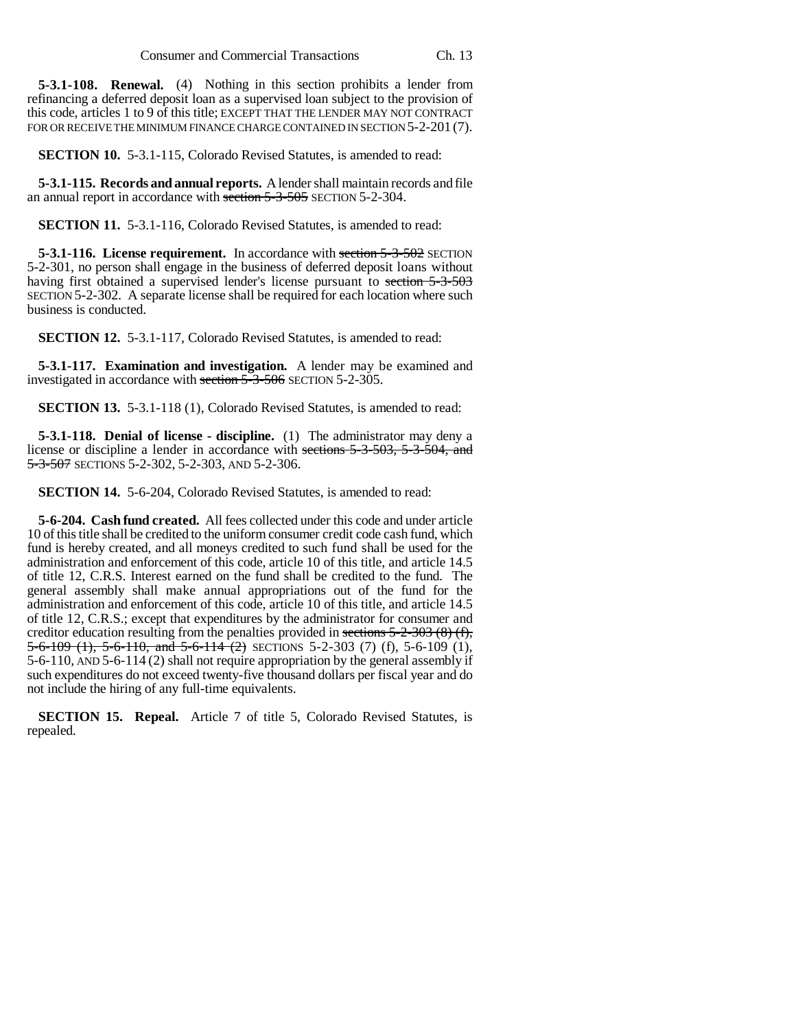**5-3.1-108. Renewal.** (4) Nothing in this section prohibits a lender from refinancing a deferred deposit loan as a supervised loan subject to the provision of this code, articles 1 to 9 of this title; EXCEPT THAT THE LENDER MAY NOT CONTRACT FOR OR RECEIVE THE MINIMUM FINANCE CHARGE CONTAINED IN SECTION 5-2-201 (7).

**SECTION 10.** 5-3.1-115, Colorado Revised Statutes, is amended to read:

**5-3.1-115. Records and annual reports.** A lender shall maintain records and file an annual report in accordance with ~~section 5-3-505~~ SECTION 5-2-304.

**SECTION 11.** 5-3.1-116, Colorado Revised Statutes, is amended to read:

**5-3.1-116. License requirement.** In accordance with ~~section 5-3-502~~ SECTION 5-2-301, no person shall engage in the business of deferred deposit loans without having first obtained a supervised lender's license pursuant to ~~section 5-3-503~~ SECTION 5-2-302. A separate license shall be required for each location where such business is conducted.

**SECTION 12.** 5-3.1-117, Colorado Revised Statutes, is amended to read:

**5-3.1-117. Examination and investigation.** A lender may be examined and investigated in accordance with ~~section 5-3-506~~ SECTION 5-2-305.

**SECTION 13.** 5-3.1-118 (1), Colorado Revised Statutes, is amended to read:

**5-3.1-118. Denial of license - discipline.** (1) The administrator may deny a license or discipline a lender in accordance with ~~sections 5-3-503, 5-3-504, and 5-3-507~~ SECTIONS 5-2-302, 5-2-303, AND 5-2-306.

**SECTION 14.** 5-6-204, Colorado Revised Statutes, is amended to read:

**5-6-204. Cash fund created.** All fees collected under this code and under article 10 of this title shall be credited to the uniform consumer credit code cash fund, which fund is hereby created, and all moneys credited to such fund shall be used for the administration and enforcement of this code, article 10 of this title, and article 14.5 of title 12, C.R.S. Interest earned on the fund shall be credited to the fund. The general assembly shall make annual appropriations out of the fund for the administration and enforcement of this code, article 10 of this title, and article 14.5 of title 12, C.R.S.; except that expenditures by the administrator for consumer and creditor education resulting from the penalties provided in ~~sections 5-2-303 (8) (f), 5-6-109 (1), 5-6-110, and 5-6-114 (2)~~ SECTIONS 5-2-303 (7) (f), 5-6-109 (1), 5-6-110, AND 5-6-114 (2) shall not require appropriation by the general assembly if such expenditures do not exceed twenty-five thousand dollars per fiscal year and do not include the hiring of any full-time equivalents.

**SECTION 15. Repeal.** Article 7 of title 5, Colorado Revised Statutes, is repealed.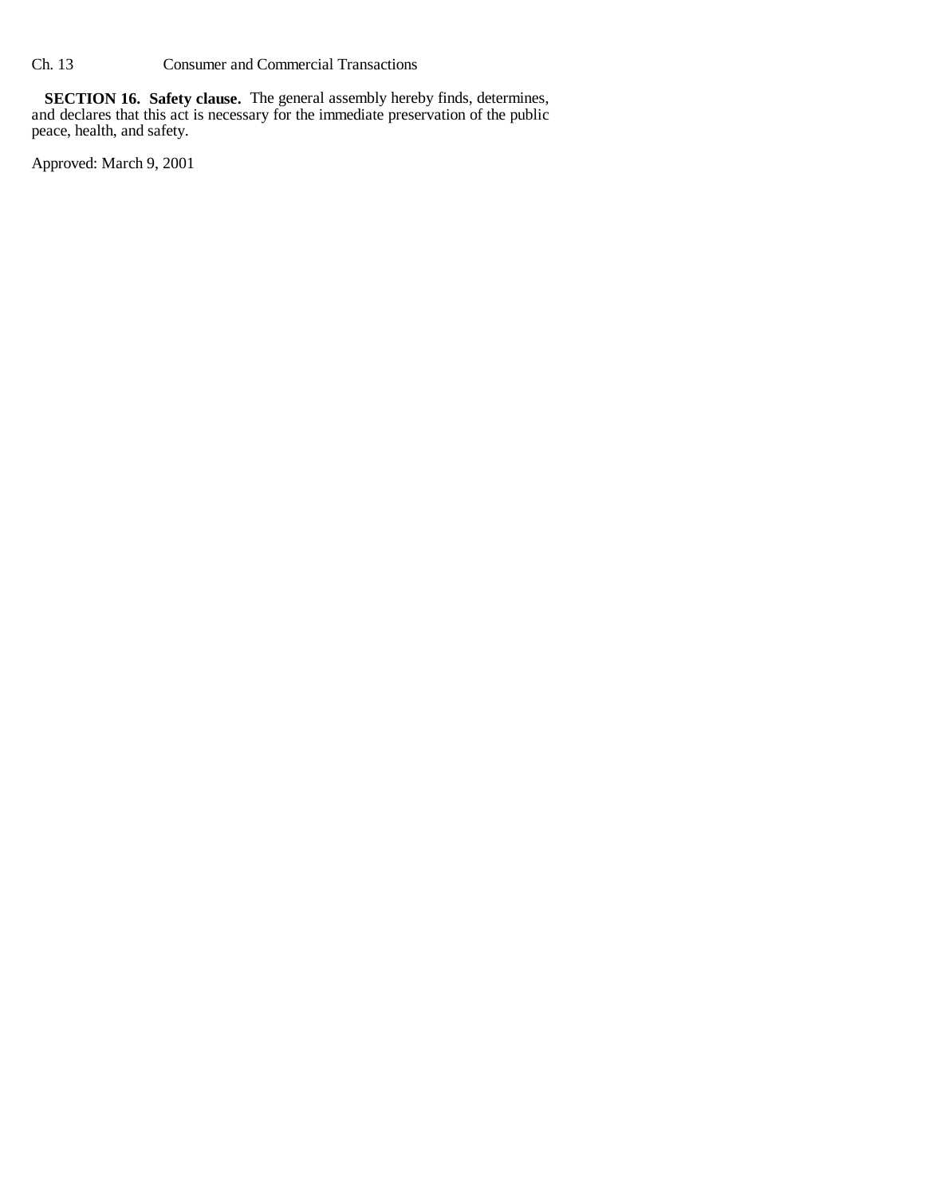**SECTION 16. Safety clause.** The general assembly hereby finds, determines, and declares that this act is necessary for the immediate preservation of the public peace, health, and safety.

Approved: March 9, 2001